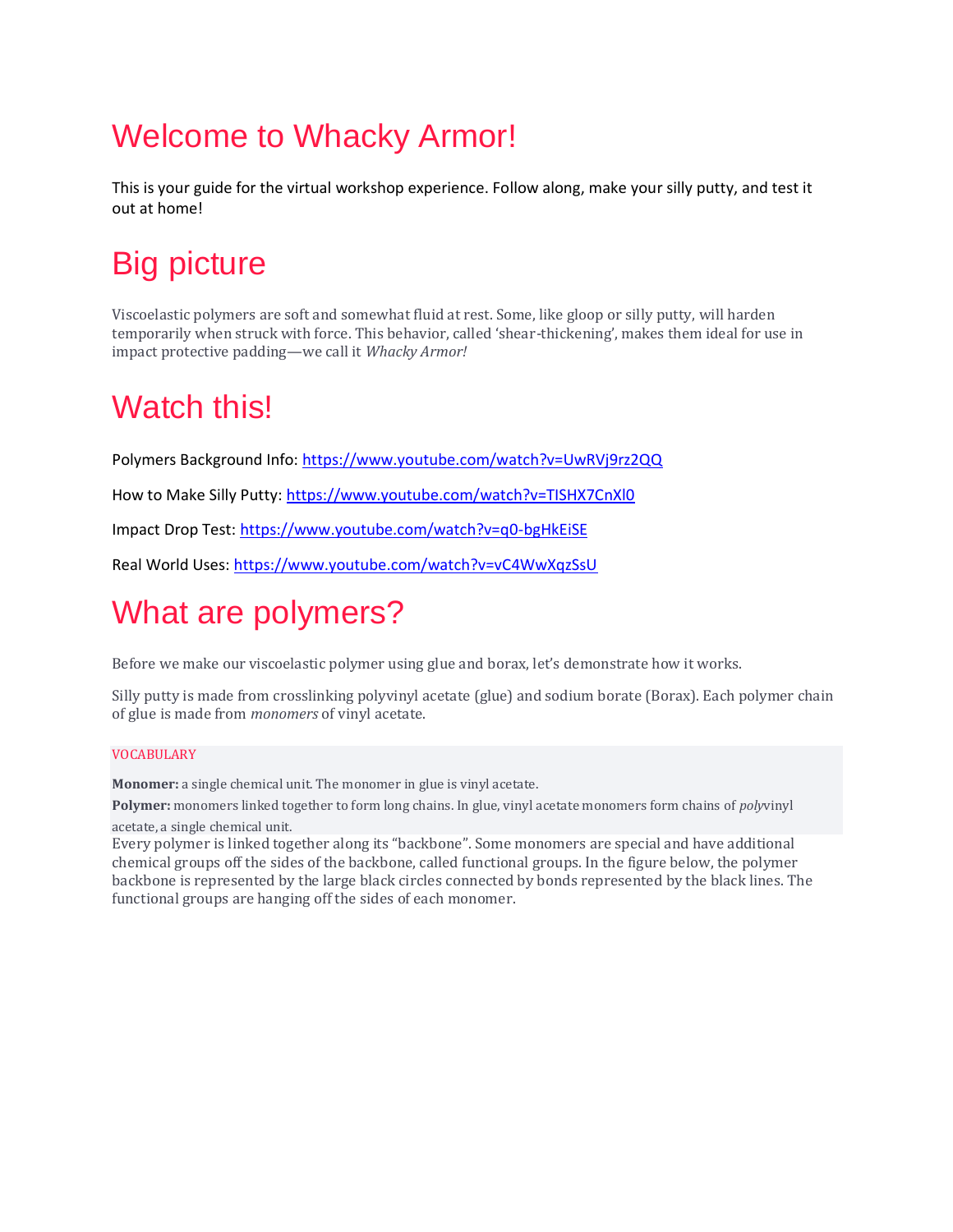# Welcome to Whacky Armor!

This is your guide for the virtual workshop experience. Follow along, make your silly putty, and test it out at home!

# Big picture

Viscoelastic polymers are soft and somewhat fluid at rest. Some, like gloop or silly putty, will harden temporarily when struck with force. This behavior, called 'shear-thickening', makes them ideal for use in impact protective padding—we call it *Whacky Armor!*

# Watch this!

Polymers Background Info: https://www.youtube.com/watch?v=UwRVj9rz2QQ

How to Make Silly Putty: https://www.youtube.com/watch?v=TISHX7CnXl0

Impact Drop Test: https://www.youtube.com/watch?v=q0-bgHkEiSE

Real World Uses: https://www.youtube.com/watch?v=vC4WwXqzSsU

# What are polymers?

Before we make our viscoelastic polymer using glue and borax, let's demonstrate how it works.

Silly putty is made from crosslinking polyvinyl acetate (glue) and sodium borate (Borax). Each polymer chain of glue is made from *monomers* of vinyl acetate.

VOCABULARY

**Monomer:** a single chemical unit. The monomer in glue is vinyl acetate.

**Polymer:** monomers linked together to form long chains. In glue, vinyl acetate monomers form chains of *poly*vinyl acetate, a single chemical unit.

Every polymer is linked together along its "backbone". Some monomers are special and have additional chemical groups off the sides of the backbone, called functional groups. In the figure below, the polymer backbone is represented by the large black circles connected by bonds represented by the black lines. The functional groups are hanging off the sides of each monomer.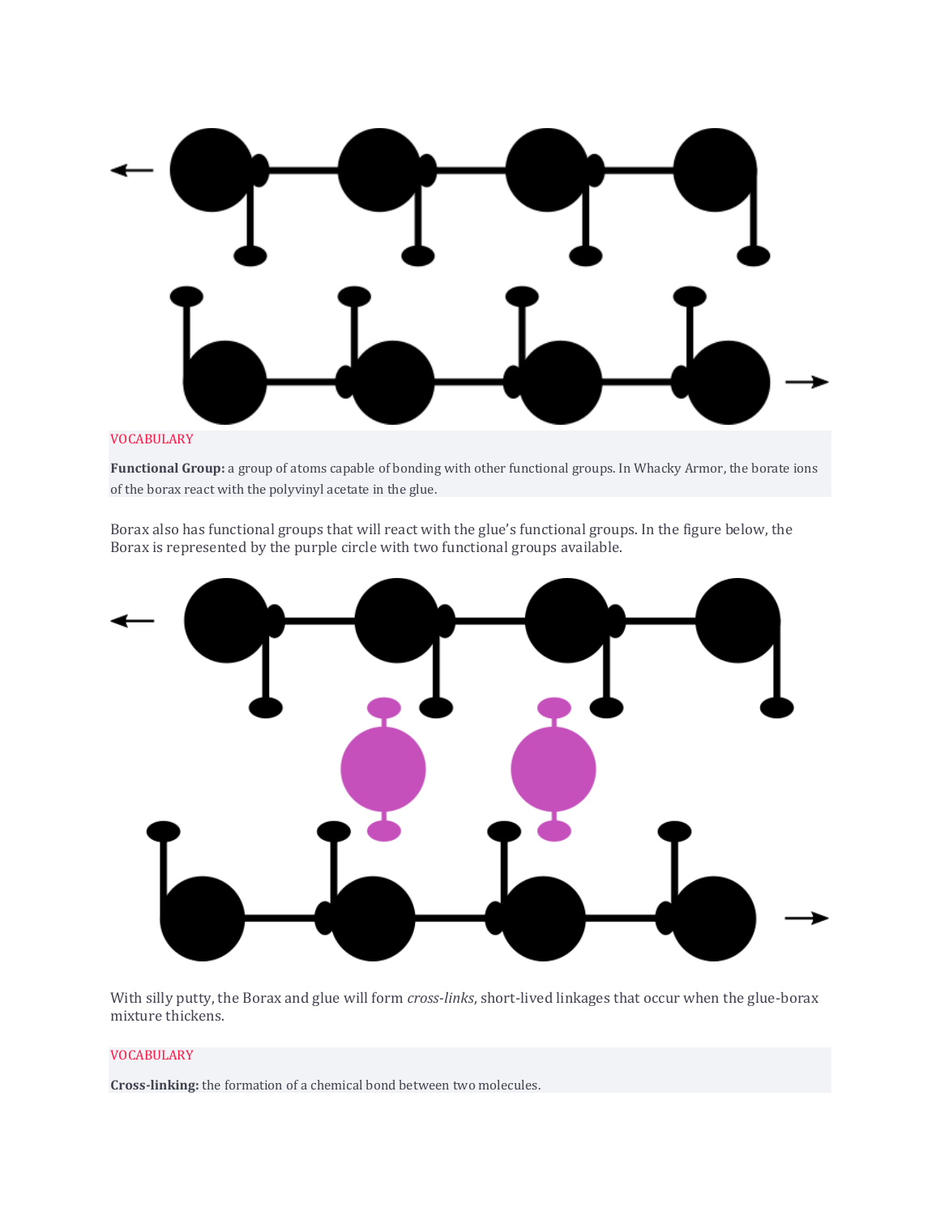VOCABULARY

**Functional Group:** a group of atoms capable of bonding with other functional groups. In Whacky Armor, the borate ions of the borax react with the polyvinyl acetate in the glue.

Borax also has functional groups that will react with the glue's functional groups. In the figure below, the Borax is represented by the purple circle with two functional groups available.

With silly putty, the Borax and glue will form *cross-links*, short-lived linkages that occur when the glue-borax mixture thickens.

VOCABULARY

**Cross-linking:** the formation of a chemical bond between two molecules.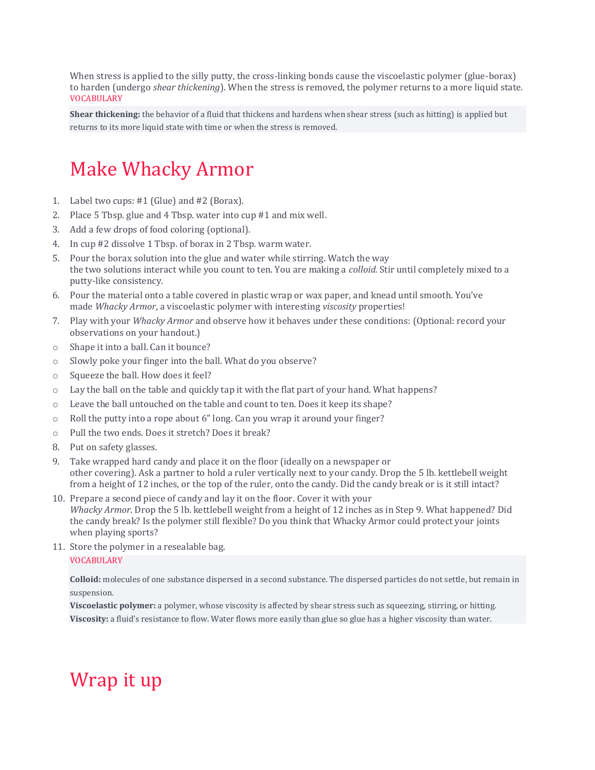When stress is applied to the silly putty, the cross-linking bonds cause the viscoelastic polymer (glue-borax) to harden (undergo *shear thickening*). When the stress is removed, the polymer returns to a more liquid state.

VOCABULARY

**Shear thickening:** the behavior of a fluid that thickens and hardens when shear stress (such as hitting) is applied but returns to its more liquid state with time or when the stress is removed.

# Make Whacky Armor

1. Label two cups: #1 (Glue) and #2 (Borax).
2. Place 5 Tbsp. glue and 4 Tbsp. water into cup #1 and mix well.
3. Add a few drops of food coloring (optional).
4. In cup #2 dissolve 1 Tbsp. of borax in 2 Tbsp. warm water.
5. Pour the borax solution into the glue and water while stirring. Watch the way the two solutions interact while you count to ten. You are making a *colloid*. Stir until completely mixed to a putty-like consistency.
6. Pour the material onto a table covered in plastic wrap or wax paper, and knead until smooth. You've made *Whacky Armor*, a viscoelastic polymer with interesting *viscosity* properties!
7. Play with your *Whacky Armor* and observe how it behaves under these conditions: (Optional: record your observations on your handout.)
   - Shape it into a ball. Can it bounce?
   - Slowly poke your finger into the ball. What do you observe?
   - Squeeze the ball. How does it feel?
   - Lay the ball on the table and quickly tap it with the flat part of your hand. What happens?
   - Leave the ball untouched on the table and count to ten. Does it keep its shape?
   - Roll the putty into a rope about 6" long. Can you wrap it around your finger?
   - Pull the two ends. Does it stretch? Does it break?
8. Put on safety glasses.
9. Take wrapped hard candy and place it on the floor (ideally on a newspaper or other covering). Ask a partner to hold a ruler vertically next to your candy. Drop the 5 lb. kettlebell weight from a height of 12 inches, or the top of the ruler, onto the candy. Did the candy break or is it still intact?
10. Prepare a second piece of candy and lay it on the floor. Cover it with your *Whacky Armor*. Drop the 5 lb. kettlebell weight from a height of 12 inches as in Step 9. What happened? Did the candy break? Is the polymer still flexible? Do you think that Whacky Armor could protect your joints when playing sports?
11. Store the polymer in a resealable bag.

VOCABULARY

**Colloid:** molecules of one substance dispersed in a second substance. The dispersed particles do not settle, but remain in suspension.

**Viscoelastic polymer:** a polymer, whose viscosity is affected by shear stress such as squeezing, stirring, or hitting.

**Viscosity:** a fluid's resistance to flow. Water flows more easily than glue so glue has a higher viscosity than water.

# Wrap it up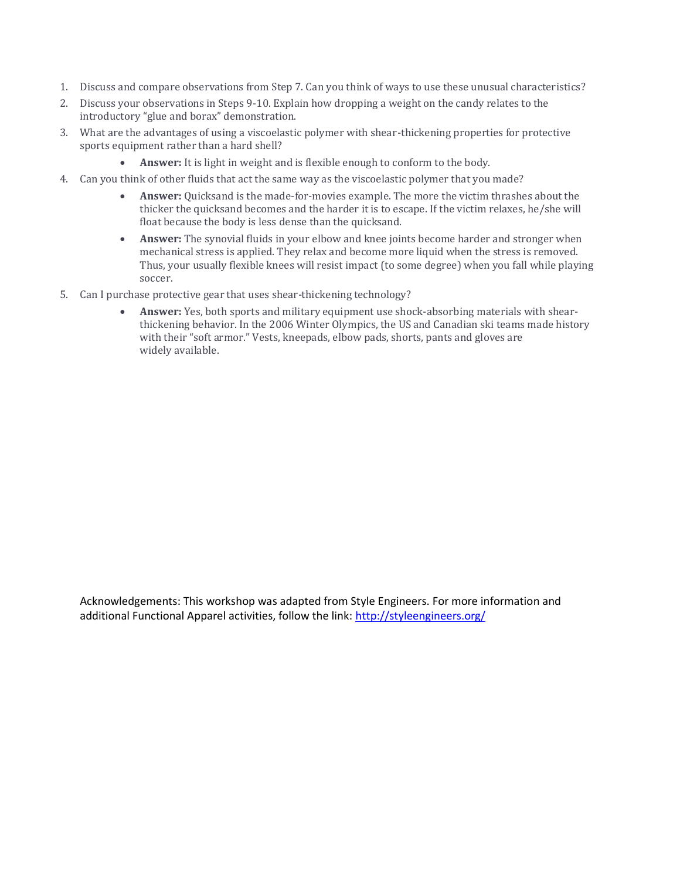1. Discuss and compare observations from Step 7. Can you think of ways to use these unusual characteristics?
2. Discuss your observations in Steps 9-10. Explain how dropping a weight on the candy relates to the introductory "glue and borax" demonstration.
3. What are the advantages of using a viscoelastic polymer with shear-thickening properties for protective sports equipment rather than a hard shell?
    - **Answer:** It is light in weight and is flexible enough to conform to the body.
4. Can you think of other fluids that act the same way as the viscoelastic polymer that you made?
    - **Answer:** Quicksand is the made-for-movies example. The more the victim thrashes about the thicker the quicksand becomes and the harder it is to escape. If the victim relaxes, he/she will float because the body is less dense than the quicksand.
    - **Answer:** The synovial fluids in your elbow and knee joints become harder and stronger when mechanical stress is applied. They relax and become more liquid when the stress is removed. Thus, your usually flexible knees will resist impact (to some degree) when you fall while playing soccer.
5. Can I purchase protective gear that uses shear-thickening technology?
    - **Answer:** Yes, both sports and military equipment use shock-absorbing materials with shear-thickening behavior. In the 2006 Winter Olympics, the US and Canadian ski teams made history with their "soft armor." Vests, kneepads, elbow pads, shorts, pants and gloves are widely available.

Acknowledgements: This workshop was adapted from Style Engineers. For more information and additional Functional Apparel activities, follow the link: [http://styleengineers.org/](http://styleengineers.org/)